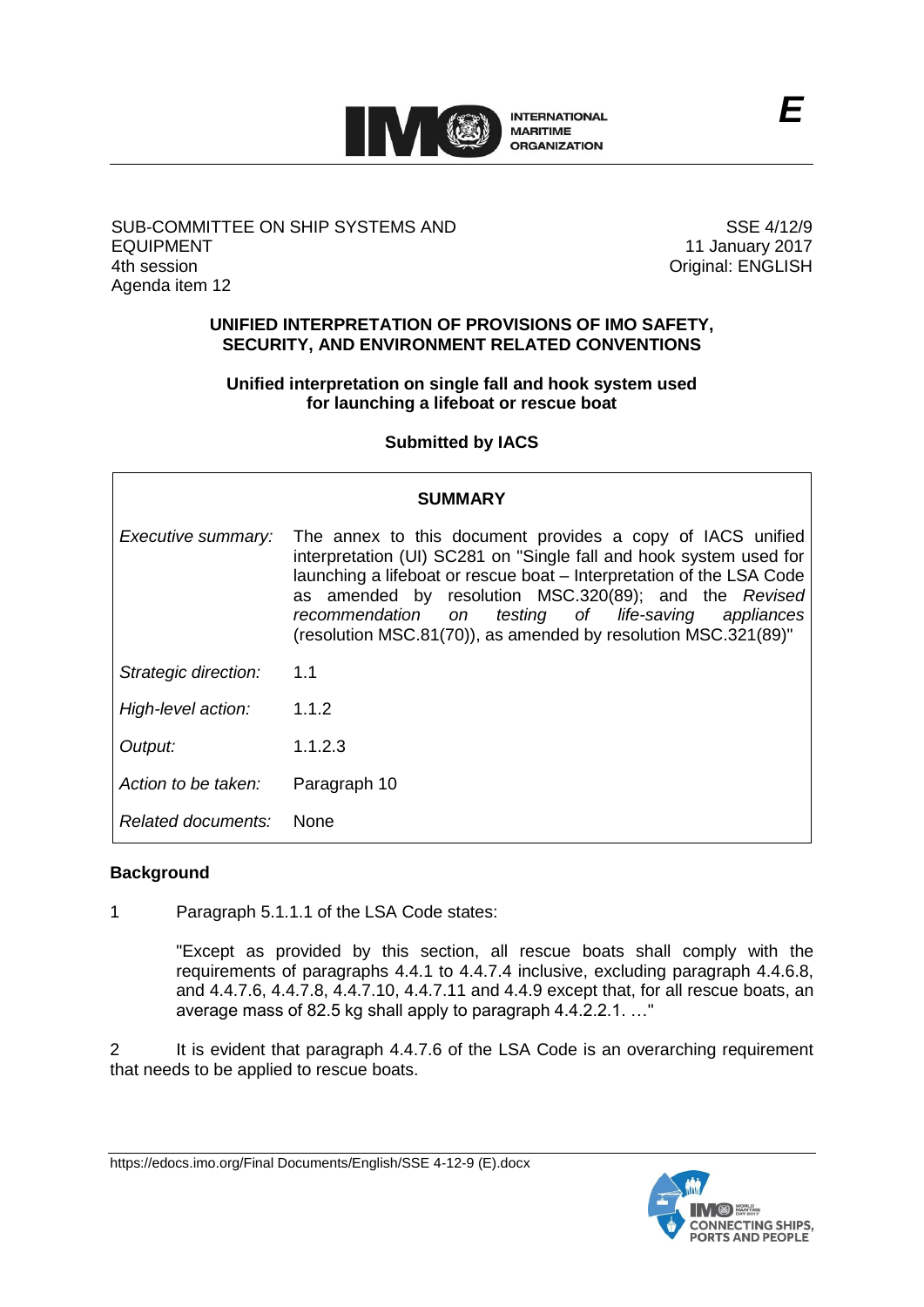E

SUB-COMMITTEE ON SHIP SYSTEMS AND EQUIPMENT
4th session
Agenda item 12

SSE 4/12/9
11 January 2017
Original: ENGLISH

# UNIFIED INTERPRETATION OF PROVISIONS OF IMO SAFETY, SECURITY, AND ENVIRONMENT RELATED CONVENTIONS

## Unified interpretation on single fall and hook system used for launching a lifeboat or rescue boat

**Submitted by IACS**

| SUMMARY | |
|---|---|
| *Executive summary:* | The annex to this document provides a copy of IACS unified interpretation (UI) SC281 on "Single fall and hook system used for launching a lifeboat or rescue boat – Interpretation of the LSA Code as amended by resolution MSC.320(89); and the *Revised recommendation on testing of life-saving appliances* (resolution MSC.81(70)), as amended by resolution MSC.321(89)" |
| *Strategic direction:* | 1.1 |
| *High-level action:* | 1.1.2 |
| *Output:* | 1.1.2.3 |
| *Action to be taken:* | Paragraph 10 |
| *Related documents:* | None |

### Background

1 Paragraph 5.1.1.1 of the LSA Code states:

> "Except as provided by this section, all rescue boats shall comply with the requirements of paragraphs 4.4.1 to 4.4.7.4 inclusive, excluding paragraph 4.4.6.8, and 4.4.7.6, 4.4.7.8, 4.4.7.10, 4.4.7.11 and 4.4.9 except that, for all rescue boats, an average mass of 82.5 kg shall apply to paragraph 4.4.2.2.1. …"

2 It is evident that paragraph 4.4.7.6 of the LSA Code is an overarching requirement that needs to be applied to rescue boats.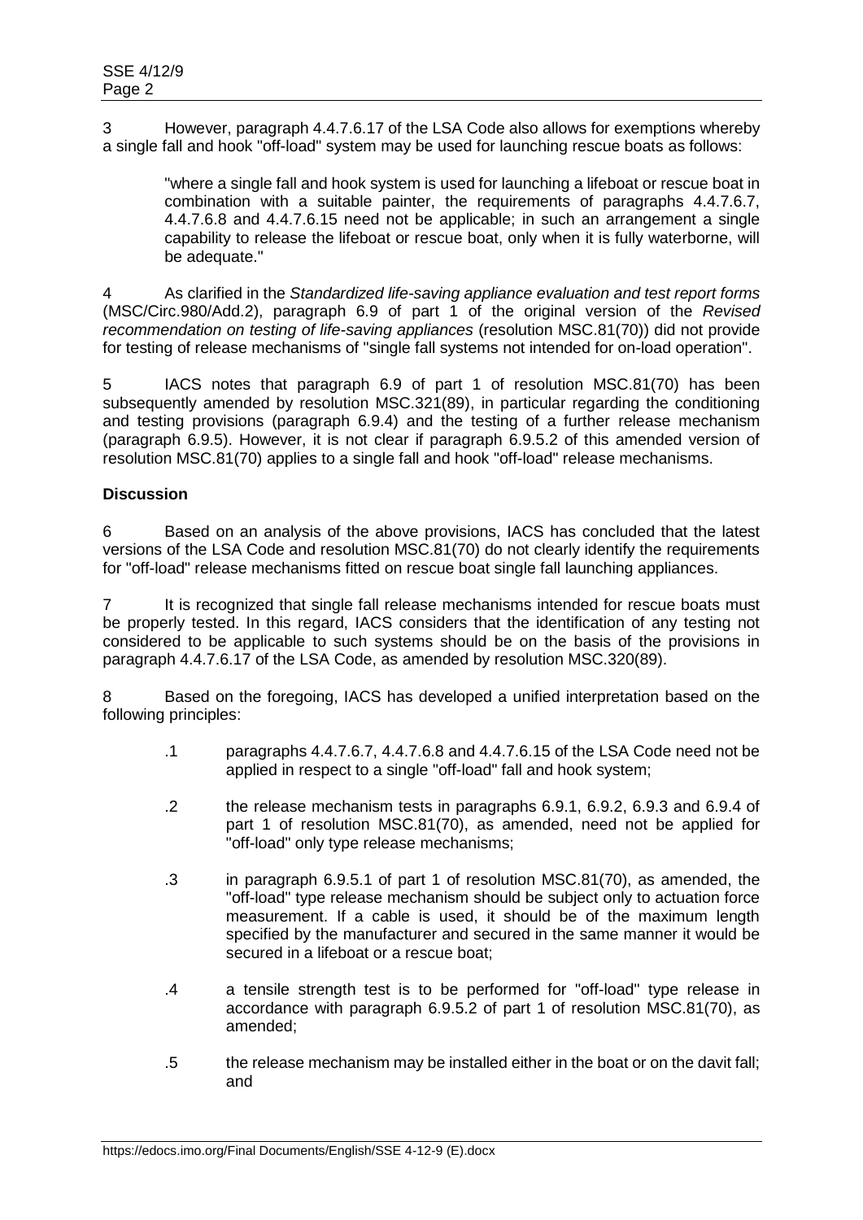3 However, paragraph 4.4.7.6.17 of the LSA Code also allows for exemptions whereby a single fall and hook "off-load" system may be used for launching rescue boats as follows:

> "where a single fall and hook system is used for launching a lifeboat or rescue boat in combination with a suitable painter, the requirements of paragraphs 4.4.7.6.7, 4.4.7.6.8 and 4.4.7.6.15 need not be applicable; in such an arrangement a single capability to release the lifeboat or rescue boat, only when it is fully waterborne, will be adequate."

4 As clarified in the *Standardized life-saving appliance evaluation and test report forms* (MSC/Circ.980/Add.2), paragraph 6.9 of part 1 of the original version of the *Revised recommendation on testing of life-saving appliances* (resolution MSC.81(70)) did not provide for testing of release mechanisms of "single fall systems not intended for on-load operation".

5 IACS notes that paragraph 6.9 of part 1 of resolution MSC.81(70) has been subsequently amended by resolution MSC.321(89), in particular regarding the conditioning and testing provisions (paragraph 6.9.4) and the testing of a further release mechanism (paragraph 6.9.5). However, it is not clear if paragraph 6.9.5.2 of this amended version of resolution MSC.81(70) applies to a single fall and hook "off-load" release mechanisms.

**Discussion**

6 Based on an analysis of the above provisions, IACS has concluded that the latest versions of the LSA Code and resolution MSC.81(70) do not clearly identify the requirements for "off-load" release mechanisms fitted on rescue boat single fall launching appliances.

7 It is recognized that single fall release mechanisms intended for rescue boats must be properly tested. In this regard, IACS considers that the identification of any testing not considered to be applicable to such systems should be on the basis of the provisions in paragraph 4.4.7.6.17 of the LSA Code, as amended by resolution MSC.320(89).

8 Based on the foregoing, IACS has developed a unified interpretation based on the following principles:

.1 paragraphs 4.4.7.6.7, 4.4.7.6.8 and 4.4.7.6.15 of the LSA Code need not be applied in respect to a single "off-load" fall and hook system;

.2 the release mechanism tests in paragraphs 6.9.1, 6.9.2, 6.9.3 and 6.9.4 of part 1 of resolution MSC.81(70), as amended, need not be applied for "off-load" only type release mechanisms;

.3 in paragraph 6.9.5.1 of part 1 of resolution MSC.81(70), as amended, the "off-load" type release mechanism should be subject only to actuation force measurement. If a cable is used, it should be of the maximum length specified by the manufacturer and secured in the same manner it would be secured in a lifeboat or a rescue boat;

.4 a tensile strength test is to be performed for "off-load" type release in accordance with paragraph 6.9.5.2 of part 1 of resolution MSC.81(70), as amended;

.5 the release mechanism may be installed either in the boat or on the davit fall; and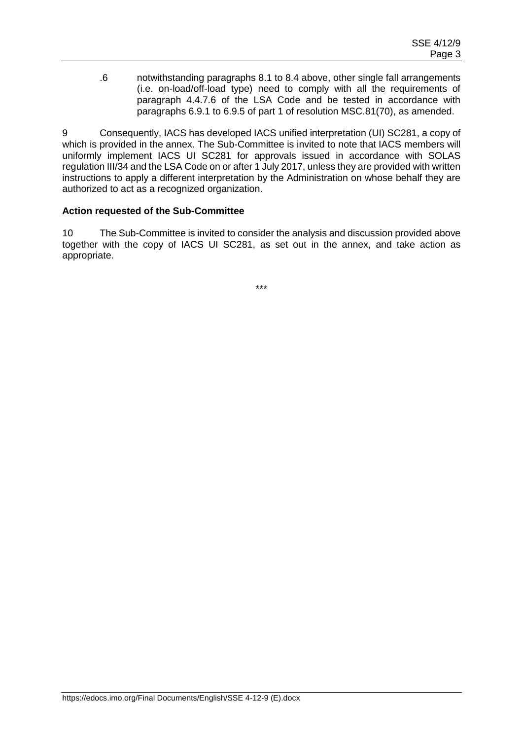.6 notwithstanding paragraphs 8.1 to 8.4 above, other single fall arrangements (i.e. on-load/off-load type) need to comply with all the requirements of paragraph 4.4.7.6 of the LSA Code and be tested in accordance with paragraphs 6.9.1 to 6.9.5 of part 1 of resolution MSC.81(70), as amended.

9 Consequently, IACS has developed IACS unified interpretation (UI) SC281, a copy of which is provided in the annex. The Sub-Committee is invited to note that IACS members will uniformly implement IACS UI SC281 for approvals issued in accordance with SOLAS regulation III/34 and the LSA Code on or after 1 July 2017, unless they are provided with written instructions to apply a different interpretation by the Administration on whose behalf they are authorized to act as a recognized organization.

**Action requested of the Sub-Committee**

10 The Sub-Committee is invited to consider the analysis and discussion provided above together with the copy of IACS UI SC281, as set out in the annex, and take action as appropriate.

\*\*\*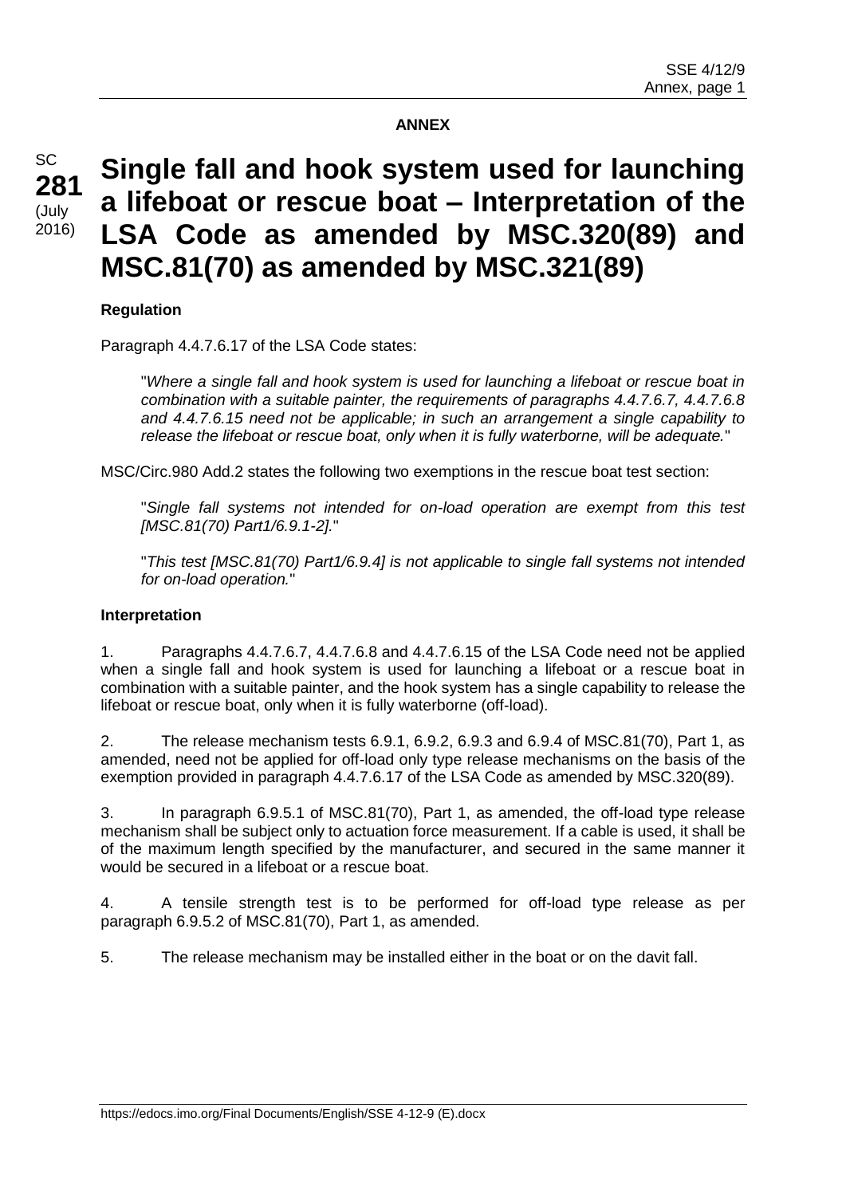**ANNEX**

SC
**281**
(July 2016)

# Single fall and hook system used for launching a lifeboat or rescue boat – Interpretation of the LSA Code as amended by MSC.320(89) and MSC.81(70) as amended by MSC.321(89)

**Regulation**

Paragraph 4.4.7.6.17 of the LSA Code states:

> "*Where a single fall and hook system is used for launching a lifeboat or rescue boat in combination with a suitable painter, the requirements of paragraphs 4.4.7.6.7, 4.4.7.6.8 and 4.4.7.6.15 need not be applicable; in such an arrangement a single capability to release the lifeboat or rescue boat, only when it is fully waterborne, will be adequate.*"

MSC/Circ.980 Add.2 states the following two exemptions in the rescue boat test section:

> "*Single fall systems not intended for on-load operation are exempt from this test [MSC.81(70) Part1/6.9.1-2].*"

> "*This test [MSC.81(70) Part1/6.9.4] is not applicable to single fall systems not intended for on-load operation.*"

**Interpretation**

1. Paragraphs 4.4.7.6.7, 4.4.7.6.8 and 4.4.7.6.15 of the LSA Code need not be applied when a single fall and hook system is used for launching a lifeboat or a rescue boat in combination with a suitable painter, and the hook system has a single capability to release the lifeboat or rescue boat, only when it is fully waterborne (off-load).

2. The release mechanism tests 6.9.1, 6.9.2, 6.9.3 and 6.9.4 of MSC.81(70), Part 1, as amended, need not be applied for off-load only type release mechanisms on the basis of the exemption provided in paragraph 4.4.7.6.17 of the LSA Code as amended by MSC.320(89).

3. In paragraph 6.9.5.1 of MSC.81(70), Part 1, as amended, the off-load type release mechanism shall be subject only to actuation force measurement. If a cable is used, it shall be of the maximum length specified by the manufacturer, and secured in the same manner it would be secured in a lifeboat or a rescue boat.

4. A tensile strength test is to be performed for off-load type release as per paragraph 6.9.5.2 of MSC.81(70), Part 1, as amended.

5. The release mechanism may be installed either in the boat or on the davit fall.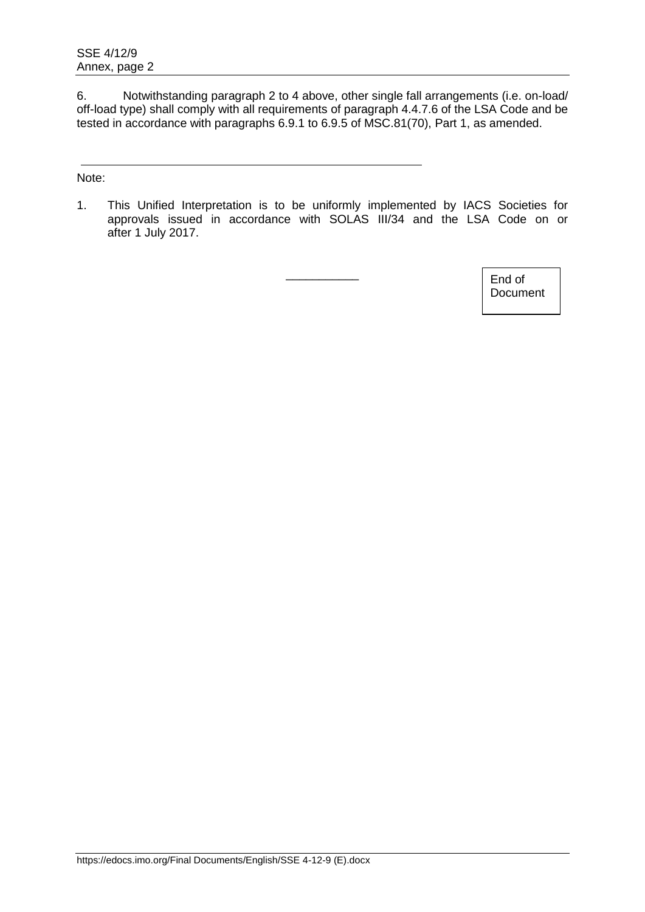6. Notwithstanding paragraph 2 to 4 above, other single fall arrangements (i.e. on-load/ off-load type) shall comply with all requirements of paragraph 4.4.7.6 of the LSA Code and be tested in accordance with paragraphs 6.9.1 to 6.9.5 of MSC.81(70), Part 1, as amended.

---

Note:

1. This Unified Interpretation is to be uniformly implemented by IACS Societies for approvals issued in accordance with SOLAS III/34 and the LSA Code on or after 1 July 2017.

---

End of Document